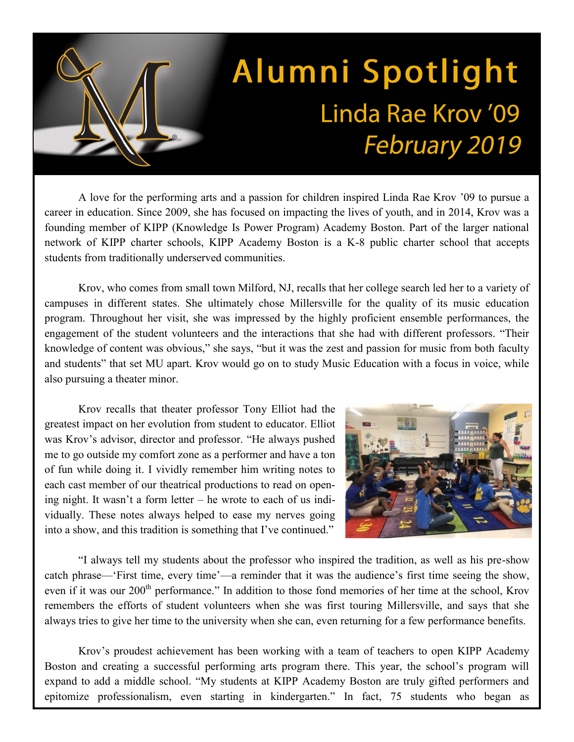# Alumni Spotlight

## Linda Rae Krov '09

### *February 2019*

A love for the performing arts and a passion for children inspired Linda Rae Krov '09 to pursue a career in education. Since 2009, she has focused on impacting the lives of youth, and in 2014, Krov was a founding member of KIPP (Knowledge Is Power Program) Academy Boston. Part of the larger national network of KIPP charter schools, KIPP Academy Boston is a K-8 public charter school that accepts students from traditionally underserved communities.

Krov, who comes from small town Milford, NJ, recalls that her college search led her to a variety of campuses in different states. She ultimately chose Millersville for the quality of its music education program. Throughout her visit, she was impressed by the highly proficient ensemble performances, the engagement of the student volunteers and the interactions that she had with different professors. "Their knowledge of content was obvious," she says, "but it was the zest and passion for music from both faculty and students" that set MU apart. Krov would go on to study Music Education with a focus in voice, while also pursuing a theater minor.

Krov recalls that theater professor Tony Elliot had the greatest impact on her evolution from student to educator. Elliot was Krov's advisor, director and professor. "He always pushed me to go outside my comfort zone as a performer and have a ton of fun while doing it. I vividly remember him writing notes to each cast member of our theatrical productions to read on opening night. It wasn't a form letter – he wrote to each of us individually. These notes always helped to ease my nerves going into a show, and this tradition is something that I've continued."

"I always tell my students about the professor who inspired the tradition, as well as his pre-show catch phrase—'First time, every time'—a reminder that it was the audience's first time seeing the show, even if it was our 200th performance." In addition to those fond memories of her time at the school, Krov remembers the efforts of student volunteers when she was first touring Millersville, and says that she always tries to give her time to the university when she can, even returning for a few performance benefits.

Krov's proudest achievement has been working with a team of teachers to open KIPP Academy Boston and creating a successful performing arts program there. This year, the school's program will expand to add a middle school. "My students at KIPP Academy Boston are truly gifted performers and epitomize professionalism, even starting in kindergarten." In fact, 75 students who began as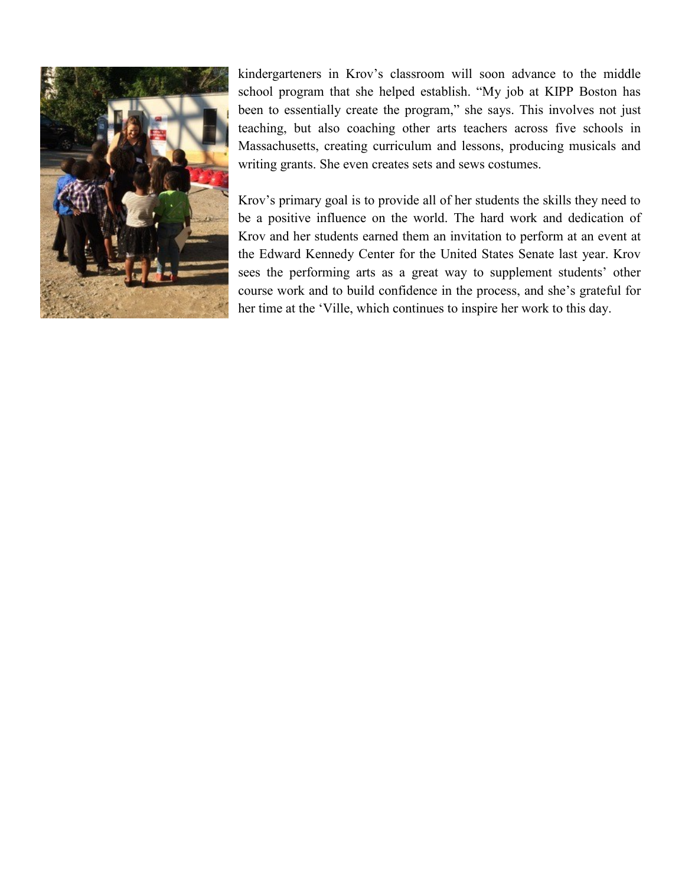kindergarteners in Krov's classroom will soon advance to the middle school program that she helped establish. "My job at KIPP Boston has been to essentially create the program," she says. This involves not just teaching, but also coaching other arts teachers across five schools in Massachusetts, creating curriculum and lessons, producing musicals and writing grants. She even creates sets and sews costumes.

Krov's primary goal is to provide all of her students the skills they need to be a positive influence on the world. The hard work and dedication of Krov and her students earned them an invitation to perform at an event at the Edward Kennedy Center for the United States Senate last year. Krov sees the performing arts as a great way to supplement students' other course work and to build confidence in the process, and she's grateful for her time at the 'Ville, which continues to inspire her work to this day.